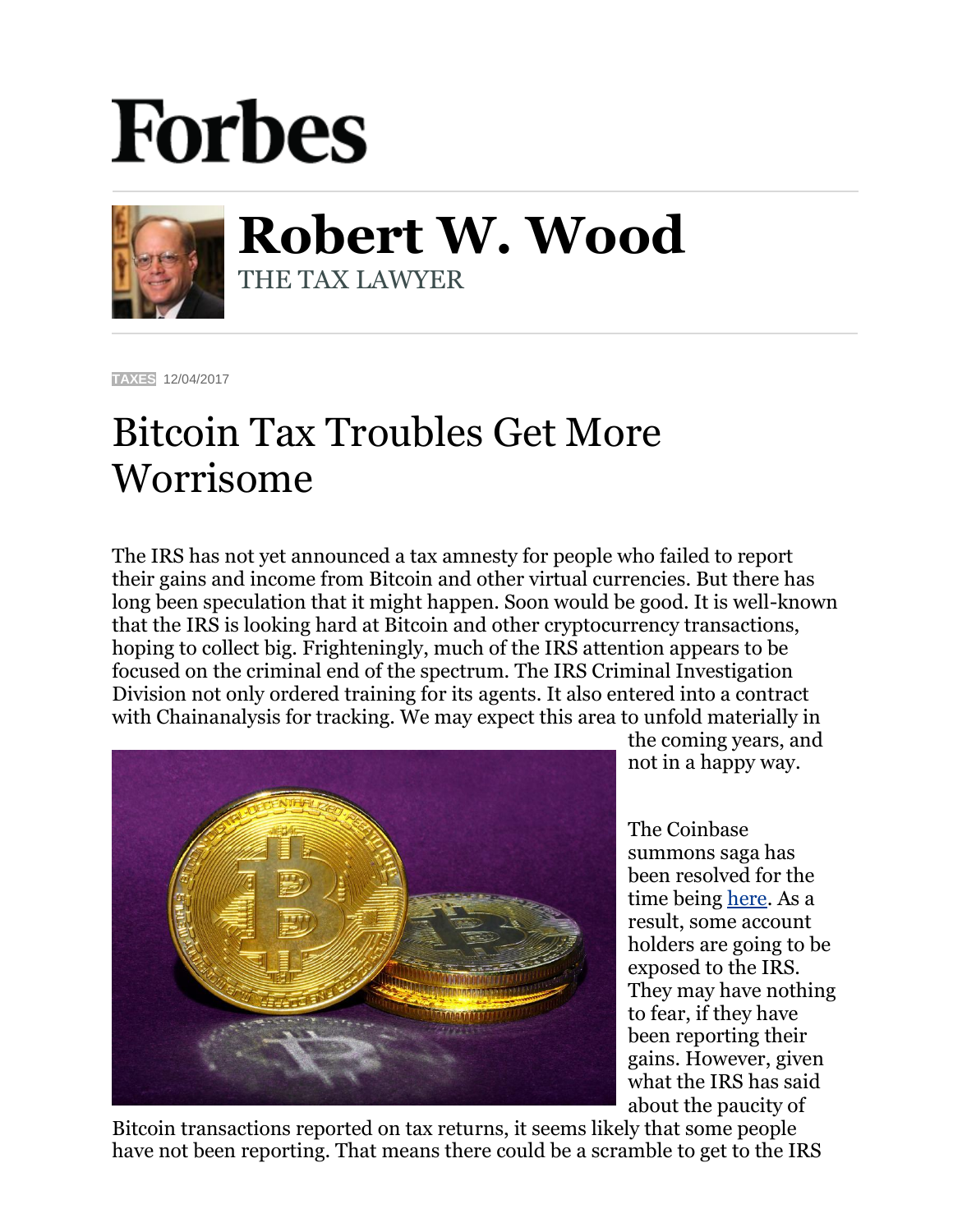# Forbes

## Robert W. Wood

THE TAX LAWYER

TAXES 12/04/2017

# Bitcoin Tax Troubles Get More Worrisome

The IRS has not yet announced a tax amnesty for people who failed to report their gains and income from Bitcoin and other virtual currencies. But there has long been speculation that it might happen. Soon would be good. It is well-known that the IRS is looking hard at Bitcoin and other cryptocurrency transactions, hoping to collect big. Frighteningly, much of the IRS attention appears to be focused on the criminal end of the spectrum. The IRS Criminal Investigation Division not only ordered training for its agents. It also entered into a contract with Chainanalysis for tracking. We may expect this area to unfold materially in the coming years, and not in a happy way.

The Coinbase summons saga has been resolved for the time being [here](). As a result, some account holders are going to be exposed to the IRS. They may have nothing to fear, if they have been reporting their gains. However, given what the IRS has said about the paucity of Bitcoin transactions reported on tax returns, it seems likely that some people have not been reporting. That means there could be a scramble to get to the IRS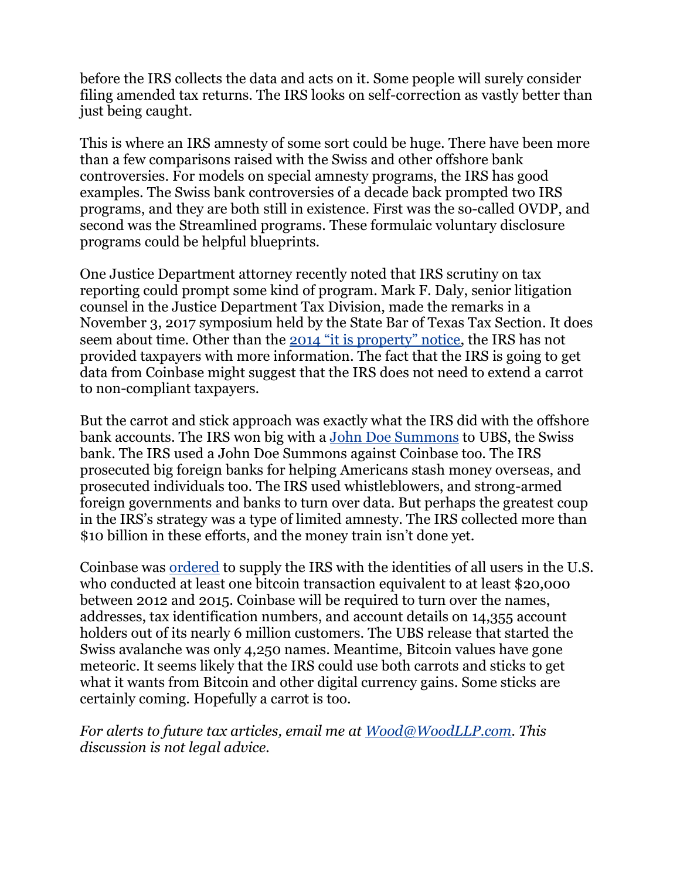before the IRS collects the data and acts on it. Some people will surely consider filing amended tax returns. The IRS looks on self-correction as vastly better than just being caught.

This is where an IRS amnesty of some sort could be huge. There have been more than a few comparisons raised with the Swiss and other offshore bank controversies. For models on special amnesty programs, the IRS has good examples. The Swiss bank controversies of a decade back prompted two IRS programs, and they are both still in existence. First was the so-called OVDP, and second was the Streamlined programs. These formulaic voluntary disclosure programs could be helpful blueprints.

One Justice Department attorney recently noted that IRS scrutiny on tax reporting could prompt some kind of program. Mark F. Daly, senior litigation counsel in the Justice Department Tax Division, made the remarks in a November 3, 2017 symposium held by the State Bar of Texas Tax Section. It does seem about time. Other than the 2014 "it is property" notice, the IRS has not provided taxpayers with more information. The fact that the IRS is going to get data from Coinbase might suggest that the IRS does not need to extend a carrot to non-compliant taxpayers.

But the carrot and stick approach was exactly what the IRS did with the offshore bank accounts. The IRS won big with a John Doe Summons to UBS, the Swiss bank. The IRS used a John Doe Summons against Coinbase too. The IRS prosecuted big foreign banks for helping Americans stash money overseas, and prosecuted individuals too. The IRS used whistleblowers, and strong-armed foreign governments and banks to turn over data. But perhaps the greatest coup in the IRS's strategy was a type of limited amnesty. The IRS collected more than $10 billion in these efforts, and the money train isn't done yet.

Coinbase was ordered to supply the IRS with the identities of all users in the U.S. who conducted at least one bitcoin transaction equivalent to at least $20,000 between 2012 and 2015. Coinbase will be required to turn over the names, addresses, tax identification numbers, and account details on 14,355 account holders out of its nearly 6 million customers. The UBS release that started the Swiss avalanche was only 4,250 names. Meantime, Bitcoin values have gone meteoric. It seems likely that the IRS could use both carrots and sticks to get what it wants from Bitcoin and other digital currency gains. Some sticks are certainly coming. Hopefully a carrot is too.

*For alerts to future tax articles, email me at Wood@WoodLLP.com. This discussion is not legal advice.*